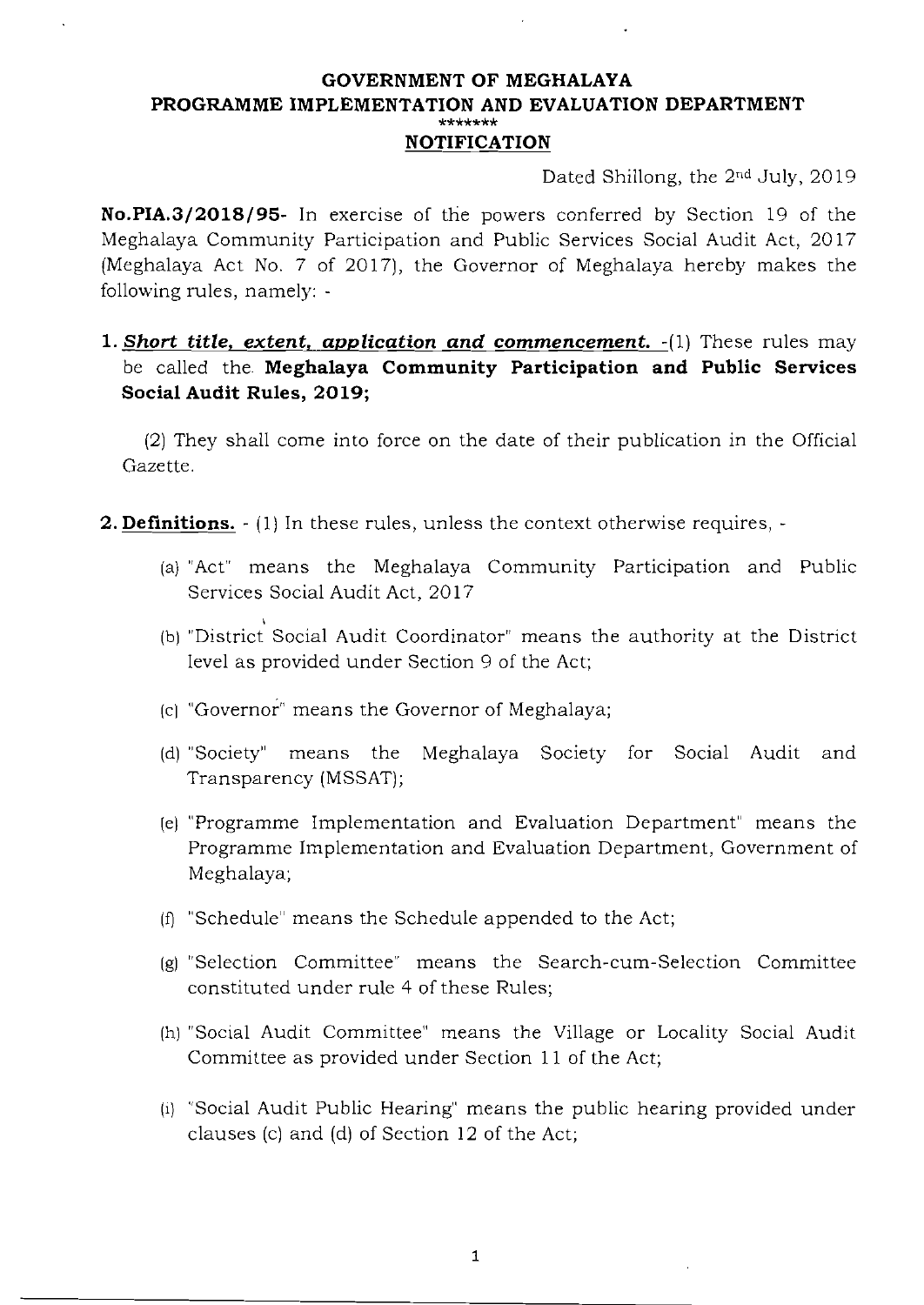**GOVERNMENT OF MEGHALAYA**
**PROGRAMME IMPLEMENTATION AND EVALUATION DEPARTMENT**
\*\*\*\*\*\*\*
**NOTIFICATION**

Dated Shillong, the 2nd July, 2019

**No.PIA.3/2018/95-** In exercise of the powers conferred by Section 19 of the Meghalaya Community Participation and Public Services Social Audit Act, 2017 (Meghalaya Act No. 7 of 2017), the Governor of Meghalaya hereby makes the following rules, namely: -

1. ***Short title, extent, application and commencement.*** -(1) These rules may be called the **Meghalaya Community Participation and Public Services Social Audit Rules, 2019;**

   (2) They shall come into force on the date of their publication in the Official Gazette.

2. **Definitions.** - (1) In these rules, unless the context otherwise requires, -

   (a) "Act" means the Meghalaya Community Participation and Public Services Social Audit Act, 2017

   (b) "District Social Audit Coordinator" means the authority at the District level as provided under Section 9 of the Act;

   (c) "Governor" means the Governor of Meghalaya;

   (d) "Society" means the Meghalaya Society for Social Audit and Transparency (MSSAT);

   (e) "Programme Implementation and Evaluation Department" means the Programme Implementation and Evaluation Department, Government of Meghalaya;

   (f) "Schedule" means the Schedule appended to the Act;

   (g) "Selection Committee" means the Search-cum-Selection Committee constituted under rule 4 of these Rules;

   (h) "Social Audit Committee" means the Village or Locality Social Audit Committee as provided under Section 11 of the Act;

   (i) "Social Audit Public Hearing" means the public hearing provided under clauses (c) and (d) of Section 12 of the Act;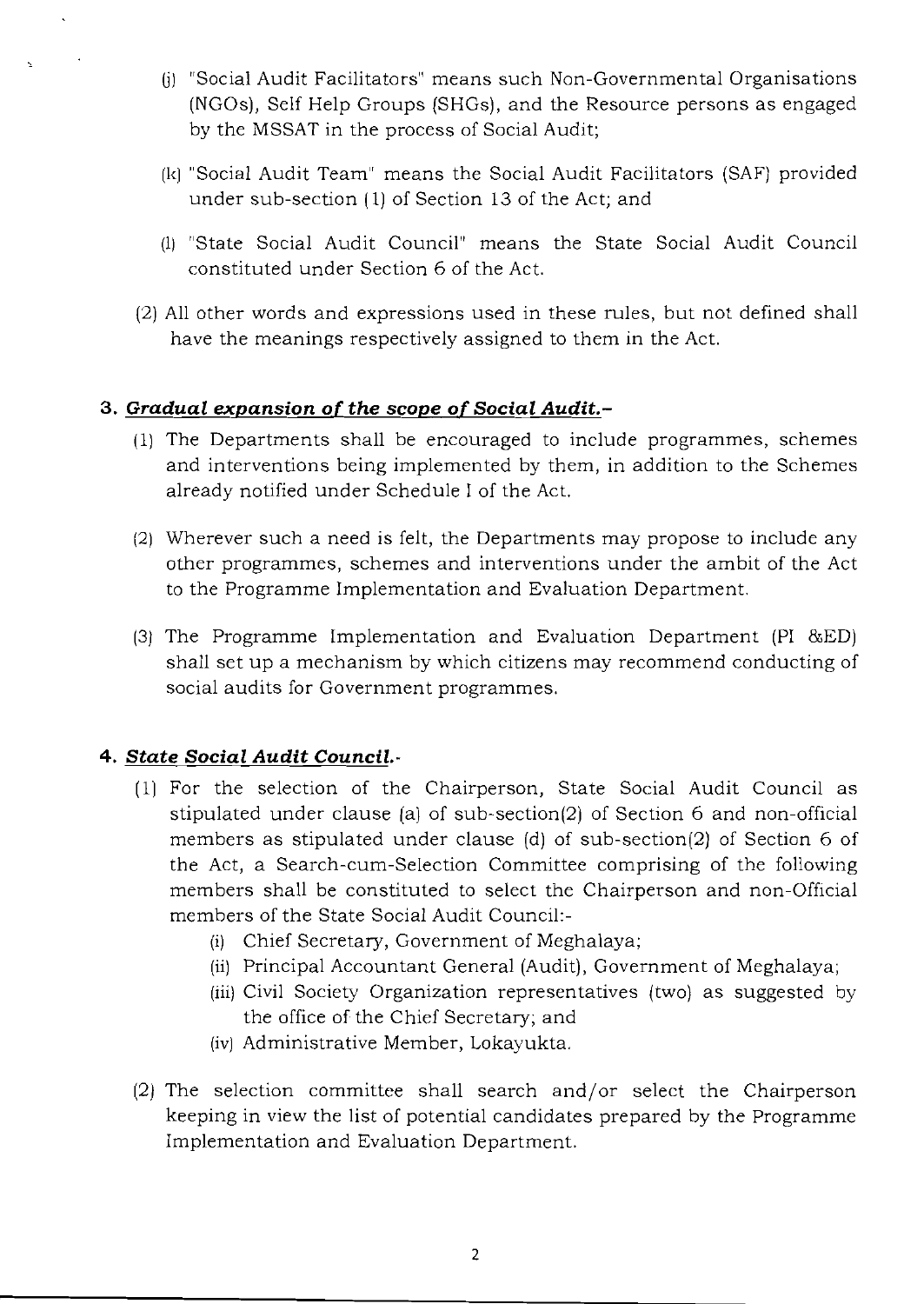(j) "Social Audit Facilitators" means such Non-Governmental Organisations (NGOs), Self Help Groups (SHGs), and the Resource persons as engaged by the MSSAT in the process of Social Audit;

(k) "Social Audit Team" means the Social Audit Facilitators (SAF) provided under sub-section (1) of Section 13 of the Act; and

(l) "State Social Audit Council" means the State Social Audit Council constituted under Section 6 of the Act.

(2) All other words and expressions used in these rules, but not defined shall have the meanings respectively assigned to them in the Act.

### 3. ***Gradual expansion of the scope of Social Audit.–***

(1) The Departments shall be encouraged to include programmes, schemes and interventions being implemented by them, in addition to the Schemes already notified under Schedule I of the Act.

(2) Wherever such a need is felt, the Departments may propose to include any other programmes, schemes and interventions under the ambit of the Act to the Programme Implementation and Evaluation Department.

(3) The Programme Implementation and Evaluation Department (PI &ED) shall set up a mechanism by which citizens may recommend conducting of social audits for Government programmes.

### 4. ***State Social Audit Council.-***

(1) For the selection of the Chairperson, State Social Audit Council as stipulated under clause (a) of sub-section(2) of Section 6 and non-official members as stipulated under clause (d) of sub-section(2) of Section 6 of the Act, a Search-cum-Selection Committee comprising of the following members shall be constituted to select the Chairperson and non-Official members of the State Social Audit Council:-

- (i) Chief Secretary, Government of Meghalaya;
- (ii) Principal Accountant General (Audit), Government of Meghalaya;
- (iii) Civil Society Organization representatives (two) as suggested by the office of the Chief Secretary; and
- (iv) Administrative Member, Lokayukta.

(2) The selection committee shall search and/or select the Chairperson keeping in view the list of potential candidates prepared by the Programme Implementation and Evaluation Department.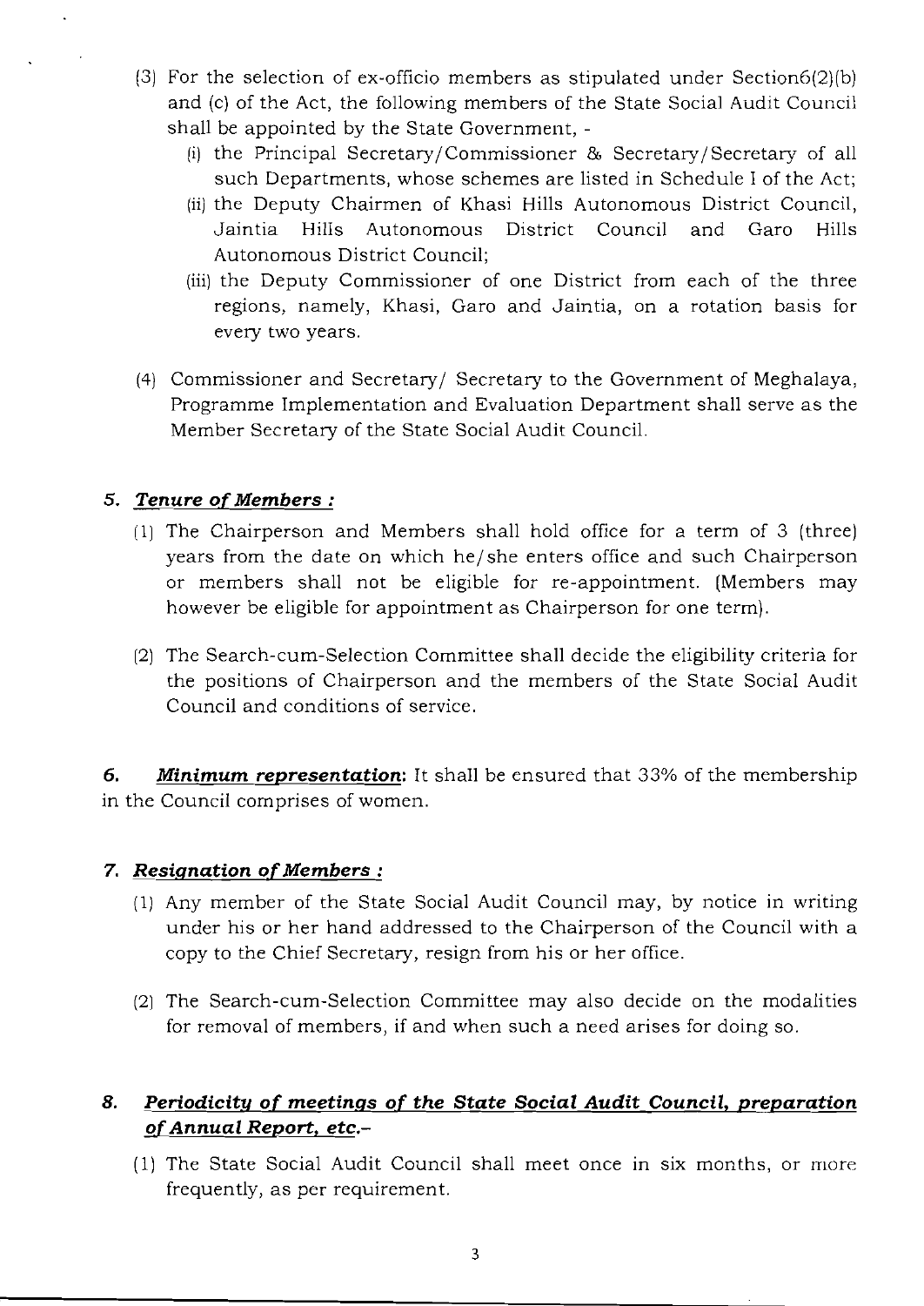(3) For the selection of ex-officio members as stipulated under Section6(2)(b) and (c) of the Act, the following members of the State Social Audit Council shall be appointed by the State Government, -

- (i) the Principal Secretary/Commissioner & Secretary/Secretary of all such Departments, whose schemes are listed in Schedule I of the Act;
- (ii) the Deputy Chairmen of Khasi Hills Autonomous District Council, Jaintia Hills Autonomous District Council and Garo Hills Autonomous District Council;
- (iii) the Deputy Commissioner of one District from each of the three regions, namely, Khasi, Garo and Jaintia, on a rotation basis for every two years.

(4) Commissioner and Secretary/ Secretary to the Government of Meghalaya, Programme Implementation and Evaluation Department shall serve as the Member Secretary of the State Social Audit Council.

## 5. ***Tenure of Members :***

(1) The Chairperson and Members shall hold office for a term of 3 (three) years from the date on which he/she enters office and such Chairperson or members shall not be eligible for re-appointment. (Members may however be eligible for appointment as Chairperson for one term).

(2) The Search-cum-Selection Committee shall decide the eligibility criteria for the positions of Chairperson and the members of the State Social Audit Council and conditions of service.

**6.** ***Minimum representation***: It shall be ensured that 33% of the membership in the Council comprises of women.

## 7. ***Resignation of Members :***

(1) Any member of the State Social Audit Council may, by notice in writing under his or her hand addressed to the Chairperson of the Council with a copy to the Chief Secretary, resign from his or her office.

(2) The Search-cum-Selection Committee may also decide on the modalities for removal of members, if and when such a need arises for doing so.

## 8. ***Periodicity of meetings of the State Social Audit Council, preparation of Annual Report, etc.-***

(1) The State Social Audit Council shall meet once in six months, or more frequently, as per requirement.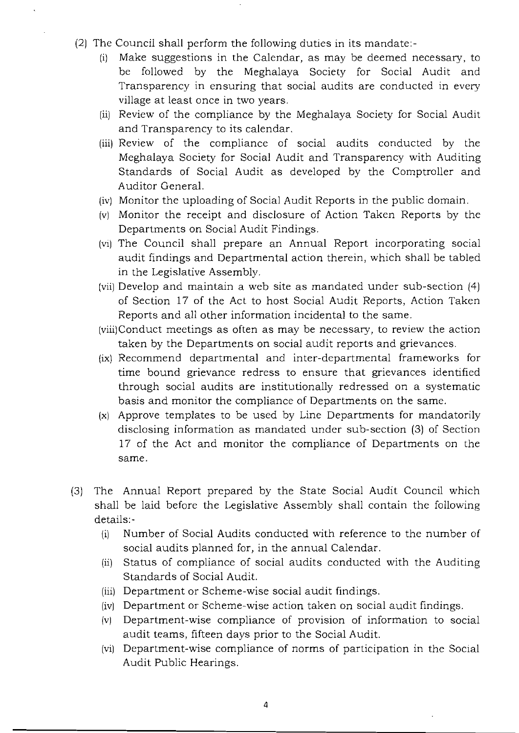(2) The Council shall perform the following duties in its mandate:-

   (i) Make suggestions in the Calendar, as may be deemed necessary, to be followed by the Meghalaya Society for Social Audit and Transparency in ensuring that social audits are conducted in every village at least once in two years.

   (ii) Review of the compliance by the Meghalaya Society for Social Audit and Transparency to its calendar.

   (iii) Review of the compliance of social audits conducted by the Meghalaya Society for Social Audit and Transparency with Auditing Standards of Social Audit as developed by the Comptroller and Auditor General.

   (iv) Monitor the uploading of Social Audit Reports in the public domain.

   (v) Monitor the receipt and disclosure of Action Taken Reports by the Departments on Social Audit Findings.

   (vi) The Council shall prepare an Annual Report incorporating social audit findings and Departmental action therein, which shall be tabled in the Legislative Assembly.

   (vii) Develop and maintain a web site as mandated under sub-section (4) of Section 17 of the Act to host Social Audit Reports, Action Taken Reports and all other information incidental to the same.

   (viii) Conduct meetings as often as may be necessary, to review the action taken by the Departments on social audit reports and grievances.

   (ix) Recommend departmental and inter-departmental frameworks for time bound grievance redress to ensure that grievances identified through social audits are institutionally redressed on a systematic basis and monitor the compliance of Departments on the same.

   (x) Approve templates to be used by Line Departments for mandatorily disclosing information as mandated under sub-section (3) of Section 17 of the Act and monitor the compliance of Departments on the same.

(3) The Annual Report prepared by the State Social Audit Council which shall be laid before the Legislative Assembly shall contain the following details:-

   (i) Number of Social Audits conducted with reference to the number of social audits planned for, in the annual Calendar.

   (ii) Status of compliance of social audits conducted with the Auditing Standards of Social Audit.

   (iii) Department or Scheme-wise social audit findings.

   (iv) Department or Scheme-wise action taken on social audit findings.

   (v) Department-wise compliance of provision of information to social audit teams, fifteen days prior to the Social Audit.

   (vi) Department-wise compliance of norms of participation in the Social Audit Public Hearings.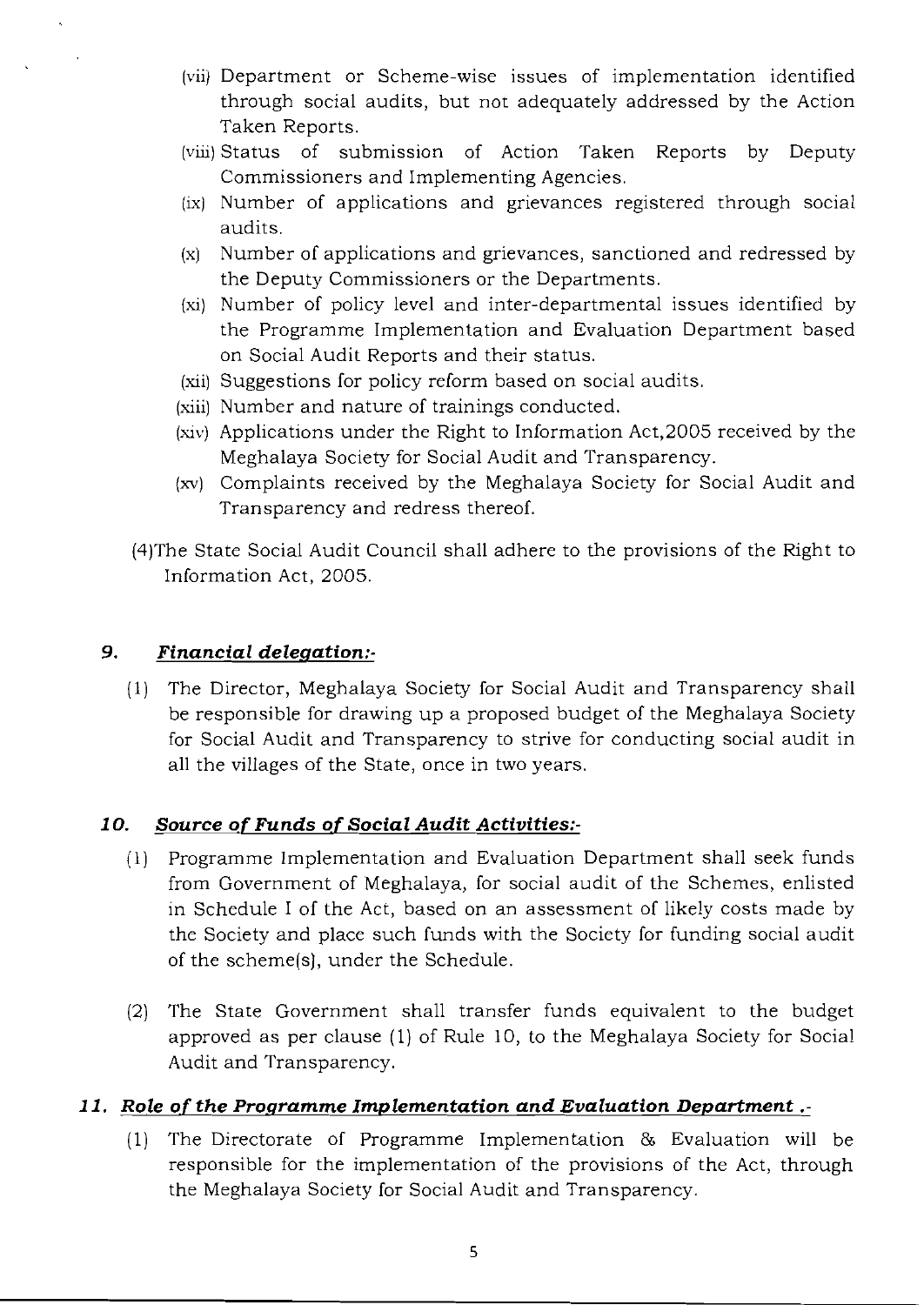(vii) Department or Scheme-wise issues of implementation identified through social audits, but not adequately addressed by the Action Taken Reports.

(viii) Status of submission of Action Taken Reports by Deputy Commissioners and Implementing Agencies.

(ix) Number of applications and grievances registered through social audits.

(x) Number of applications and grievances, sanctioned and redressed by the Deputy Commissioners or the Departments.

(xi) Number of policy level and inter-departmental issues identified by the Programme Implementation and Evaluation Department based on Social Audit Reports and their status.

(xii) Suggestions for policy reform based on social audits.

(xiii) Number and nature of trainings conducted.

(xiv) Applications under the Right to Information Act,2005 received by the Meghalaya Society for Social Audit and Transparency.

(xv) Complaints received by the Meghalaya Society for Social Audit and Transparency and redress thereof.

(4)The State Social Audit Council shall adhere to the provisions of the Right to Information Act, 2005.

### 9. ***Financial delegation:-***

(1) The Director, Meghalaya Society for Social Audit and Transparency shall be responsible for drawing up a proposed budget of the Meghalaya Society for Social Audit and Transparency to strive for conducting social audit in all the villages of the State, once in two years.

### 10. ***Source of Funds of Social Audit Activities:-***

(1) Programme Implementation and Evaluation Department shall seek funds from Government of Meghalaya, for social audit of the Schemes, enlisted in Schedule I of the Act, based on an assessment of likely costs made by the Society and place such funds with the Society for funding social audit of the scheme(s), under the Schedule.

(2) The State Government shall transfer funds equivalent to the budget approved as per clause (1) of Rule 10, to the Meghalaya Society for Social Audit and Transparency.

### 11. ***Role of the Programme Implementation and Evaluation Department .-***

(1) The Directorate of Programme Implementation & Evaluation will be responsible for the implementation of the provisions of the Act, through the Meghalaya Society for Social Audit and Transparency.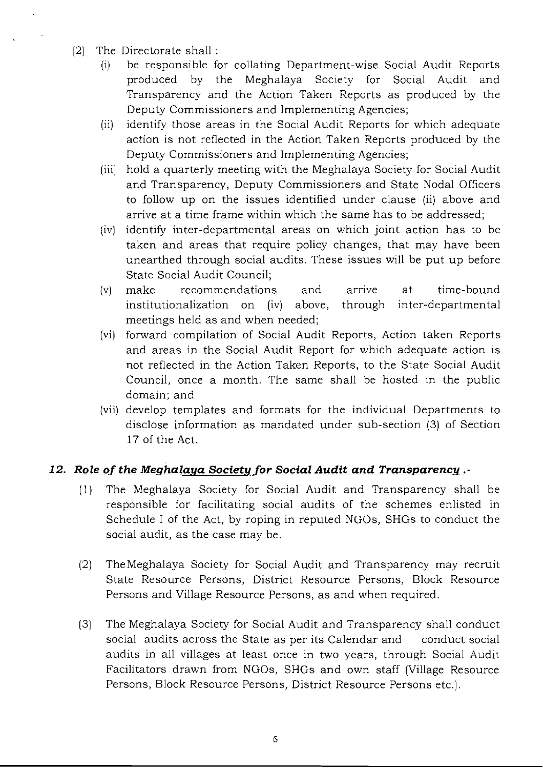(2) The Directorate shall :

   (i) be responsible for collating Department-wise Social Audit Reports produced by the Meghalaya Society for Social Audit and Transparency and the Action Taken Reports as produced by the Deputy Commissioners and Implementing Agencies;

   (ii) identify those areas in the Social Audit Reports for which adequate action is not reflected in the Action Taken Reports produced by the Deputy Commissioners and Implementing Agencies;

   (iii) hold a quarterly meeting with the Meghalaya Society for Social Audit and Transparency, Deputy Commissioners and State Nodal Officers to follow up on the issues identified under clause (ii) above and arrive at a time frame within which the same has to be addressed;

   (iv) identify inter-departmental areas on which joint action has to be taken and areas that require policy changes, that may have been unearthed through social audits. These issues will be put up before State Social Audit Council;

   (v) make recommendations and arrive at time-bound institutionalization on (iv) above, through inter-departmental meetings held as and when needed;

   (vi) forward compilation of Social Audit Reports, Action taken Reports and areas in the Social Audit Report for which adequate action is not reflected in the Action Taken Reports, to the State Social Audit Council, once a month. The same shall be hosted in the public domain; and

   (vii) develop templates and formats for the individual Departments to disclose information as mandated under sub-section (3) of Section 17 of the Act.

### 12. ***Role of the Meghalaya Society for Social Audit and Transparency .-***

(1) The Meghalaya Society for Social Audit and Transparency shall be responsible for facilitating social audits of the schemes enlisted in Schedule I of the Act, by roping in reputed NGOs, SHGs to conduct the social audit, as the case may be.

(2) TheMeghalaya Society for Social Audit and Transparency may recruit State Resource Persons, District Resource Persons, Block Resource Persons and Village Resource Persons, as and when required.

(3) The Meghalaya Society for Social Audit and Transparency shall conduct social audits across the State as per its Calendar and conduct social audits in all villages at least once in two years, through Social Audit Facilitators drawn from NGOs, SHGs and own staff (Village Resource Persons, Block Resource Persons, District Resource Persons etc.).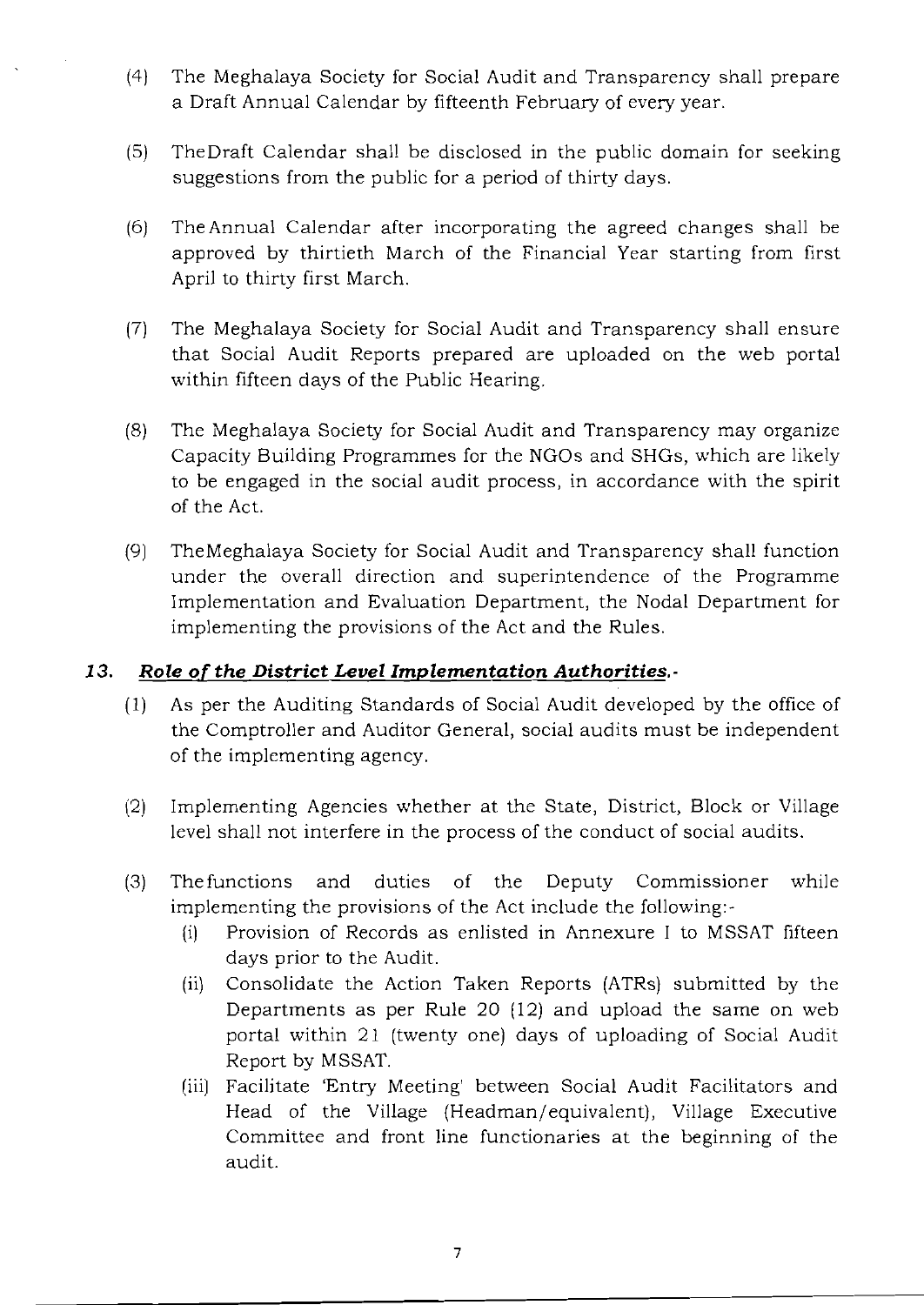(4) The Meghalaya Society for Social Audit and Transparency shall prepare a Draft Annual Calendar by fifteenth February of every year.

(5) TheDraft Calendar shall be disclosed in the public domain for seeking suggestions from the public for a period of thirty days.

(6) TheAnnual Calendar after incorporating the agreed changes shall be approved by thirtieth March of the Financial Year starting from first April to thirty first March.

(7) The Meghalaya Society for Social Audit and Transparency shall ensure that Social Audit Reports prepared are uploaded on the web portal within fifteen days of the Public Hearing.

(8) The Meghalaya Society for Social Audit and Transparency may organize Capacity Building Programmes for the NGOs and SHGs, which are likely to be engaged in the social audit process, in accordance with the spirit of the Act.

(9) TheMeghalaya Society for Social Audit and Transparency shall function under the overall direction and superintendence of the Programme Implementation and Evaluation Department, the Nodal Department for implementing the provisions of the Act and the Rules.

## 13. ***Role of the District Level Implementation Authorities.-***

(1) As per the Auditing Standards of Social Audit developed by the office of the Comptroller and Auditor General, social audits must be independent of the implementing agency.

(2) Implementing Agencies whether at the State, District, Block or Village level shall not interfere in the process of the conduct of social audits.

(3) Thefunctions and duties of the Deputy Commissioner while implementing the provisions of the Act include the following:-

(i) Provision of Records as enlisted in Annexure I to MSSAT fifteen days prior to the Audit.

(ii) Consolidate the Action Taken Reports (ATRs) submitted by the Departments as per Rule 20 (12) and upload the same on web portal within 21 (twenty one) days of uploading of Social Audit Report by MSSAT.

(iii) Facilitate 'Entry Meeting' between Social Audit Facilitators and Head of the Village (Headman/equivalent), Village Executive Committee and front line functionaries at the beginning of the audit.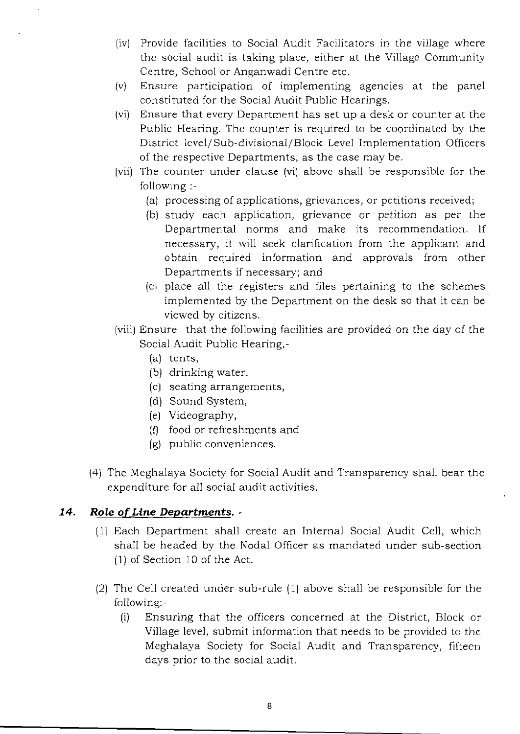(iv) Provide facilities to Social Audit Facilitators in the village where the social audit is taking place, either at the Village Community Centre, School or Anganwadi Centre etc.

(v) Ensure participation of implementing agencies at the panel constituted for the Social Audit Public Hearings.

(vi) Ensure that every Department has set up a desk or counter at the Public Hearing. The counter is required to be coordinated by the District level/Sub-divisional/Block Level Implementation Officers of the respective Departments, as the case may be.

(vii) The counter under clause (vi) above shall be responsible for the following :-

- (a) processing of applications, grievances, or petitions received;
- (b) study each application, grievance or petition as per the Departmental norms and make its recommendation. If necessary, it will seek clarification from the applicant and obtain required information and approvals from other Departments if necessary; and
- (c) place all the registers and files pertaining to the schemes implemented by the Department on the desk so that it can be viewed by citizens.

(viii) Ensure that the following facilities are provided on the day of the Social Audit Public Hearing,-

- (a) tents,
- (b) drinking water,
- (c) seating arrangements,
- (d) Sound System,
- (e) Videography,
- (f) food or refreshments and
- (g) public conveniences.

(4) The Meghalaya Society for Social Audit and Transparency shall bear the expenditure for all social audit activities.

### 14. ***Role of Line Departments.*** -

(1) Each Department shall create an Internal Social Audit Cell, which shall be headed by the Nodal Officer as mandated under sub-section (1) of Section 10 of the Act.

(2) The Cell created under sub-rule (1) above shall be responsible for the following:-

(i) Ensuring that the officers concerned at the District, Block or Village level, submit information that needs to be provided to the Meghalaya Society for Social Audit and Transparency, fifteen days prior to the social audit.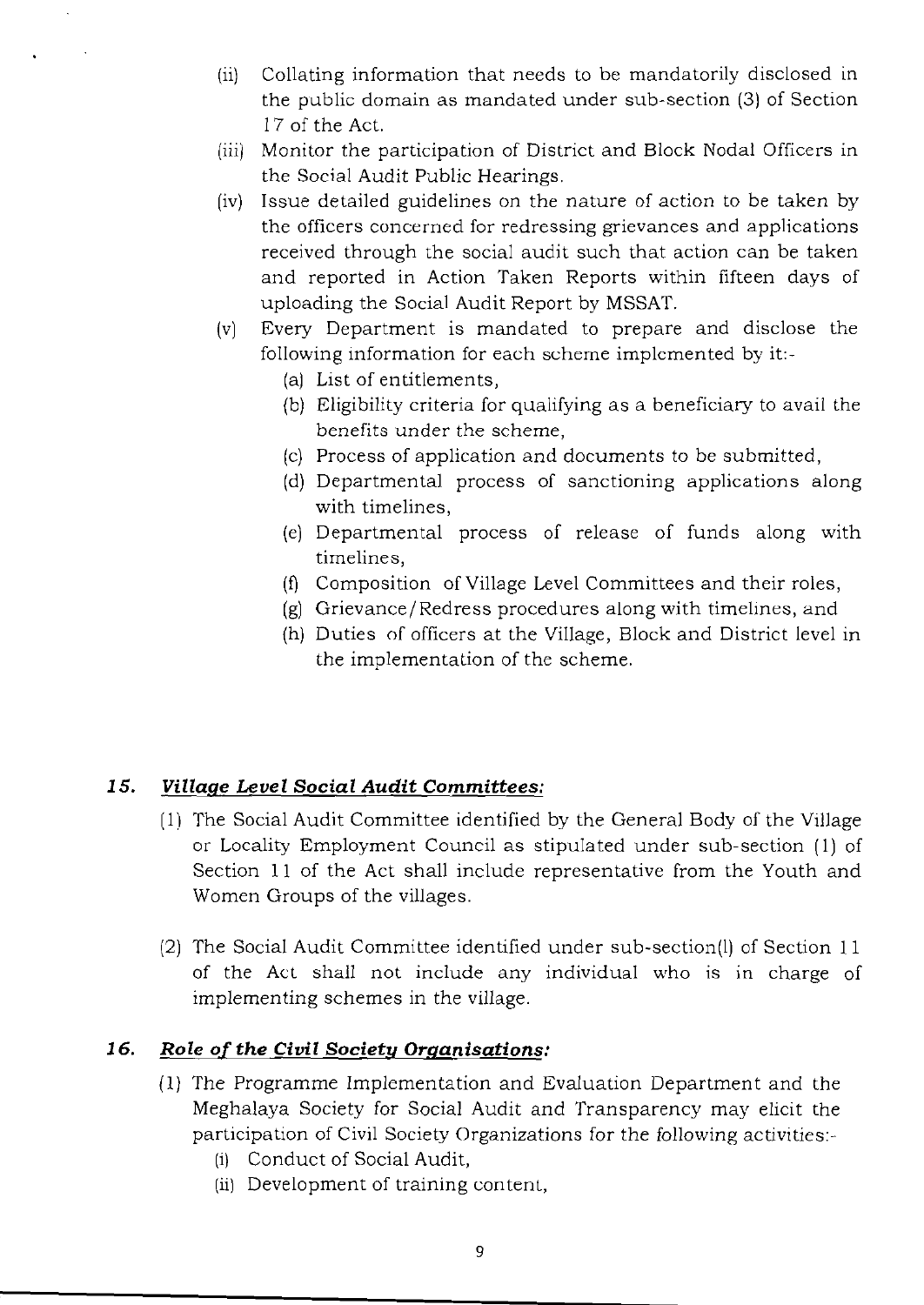(ii) Collating information that needs to be mandatorily disclosed in the public domain as mandated under sub-section (3) of Section 17 of the Act.

(iii) Monitor the participation of District and Block Nodal Officers in the Social Audit Public Hearings.

(iv) Issue detailed guidelines on the nature of action to be taken by the officers concerned for redressing grievances and applications received through the social audit such that action can be taken and reported in Action Taken Reports within fifteen days of uploading the Social Audit Report by MSSAT.

(v) Every Department is mandated to prepare and disclose the following information for each scheme implemented by it:-

  (a) List of entitlements,
  (b) Eligibility criteria for qualifying as a beneficiary to avail the benefits under the scheme,
  (c) Process of application and documents to be submitted,
  (d) Departmental process of sanctioning applications along with timelines,
  (e) Departmental process of release of funds along with timelines,
  (f) Composition of Village Level Committees and their roles,
  (g) Grievance/Redress procedures along with timelines, and
  (h) Duties of officers at the Village, Block and District level in the implementation of the scheme.

## 15. *Village Level Social Audit Committees:*

(1) The Social Audit Committee identified by the General Body of the Village or Locality Employment Council as stipulated under sub-section (1) of Section 11 of the Act shall include representative from the Youth and Women Groups of the villages.

(2) The Social Audit Committee identified under sub-section(l) of Section 11 of the Act shall not include any individual who is in charge of implementing schemes in the village.

## 16. *Role of the Civil Society Organisations:*

(1) The Programme Implementation and Evaluation Department and the Meghalaya Society for Social Audit and Transparency may elicit the participation of Civil Society Organizations for the following activities:-

  (i) Conduct of Social Audit,
  (ii) Development of training content,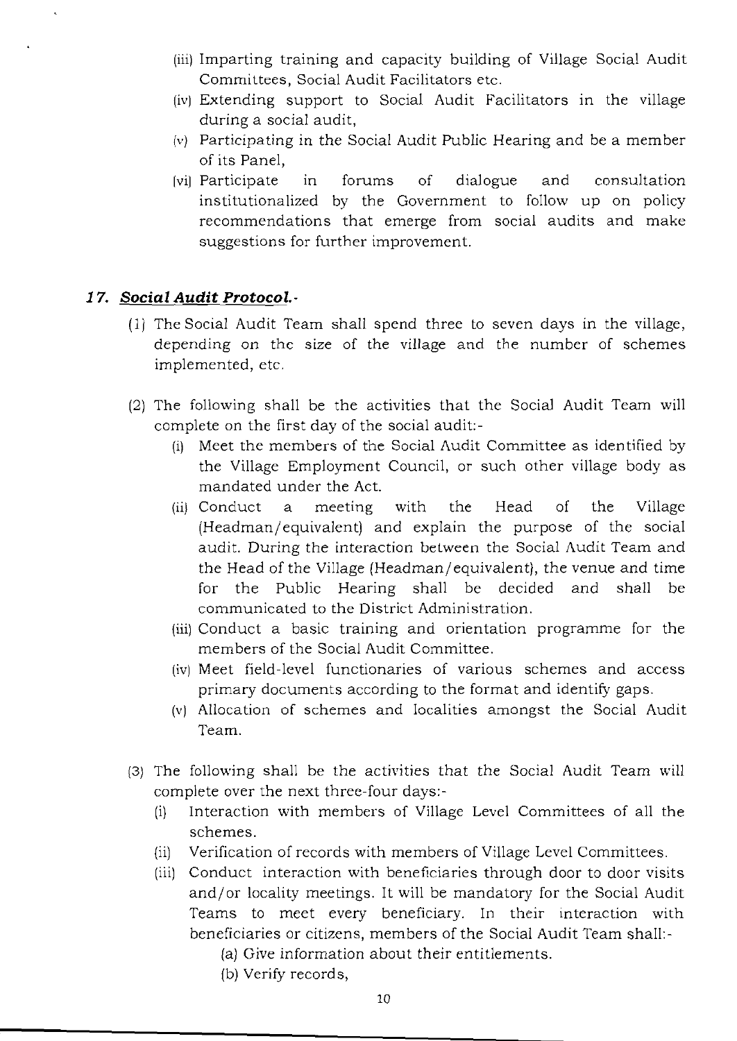(iii) Imparting training and capacity building of Village Social Audit Committees, Social Audit Facilitators etc.

(iv) Extending support to Social Audit Facilitators in the village during a social audit,

(v) Participating in the Social Audit Public Hearing and be a member of its Panel,

(vi) Participate in forums of dialogue and consultation institutionalized by the Government to follow up on policy recommendations that emerge from social audits and make suggestions for further improvement.

## 17. ***Social Audit Protocol.-***

(1) The Social Audit Team shall spend three to seven days in the village, depending on the size of the village and the number of schemes implemented, etc.

(2) The following shall be the activities that the Social Audit Team will complete on the first day of the social audit:-

(i) Meet the members of the Social Audit Committee as identified by the Village Employment Council, or such other village body as mandated under the Act.

(ii) Conduct a meeting with the Head of the Village (Headman/equivalent) and explain the purpose of the social audit. During the interaction between the Social Audit Team and the Head of the Village (Headman/equivalent), the venue and time for the Public Hearing shall be decided and shall be communicated to the District Administration.

(iii) Conduct a basic training and orientation programme for the members of the Social Audit Committee.

(iv) Meet field-level functionaries of various schemes and access primary documents according to the format and identify gaps.

(v) Allocation of schemes and localities amongst the Social Audit Team.

(3) The following shall be the activities that the Social Audit Team will complete over the next three-four days:-

(i) Interaction with members of Village Level Committees of all the schemes.

(ii) Verification of records with members of Village Level Committees.

(iii) Conduct interaction with beneficiaries through door to door visits and/or locality meetings. It will be mandatory for the Social Audit Teams to meet every beneficiary. In their interaction with beneficiaries or citizens, members of the Social Audit Team shall:-

(a) Give information about their entitlements.

(b) Verify records,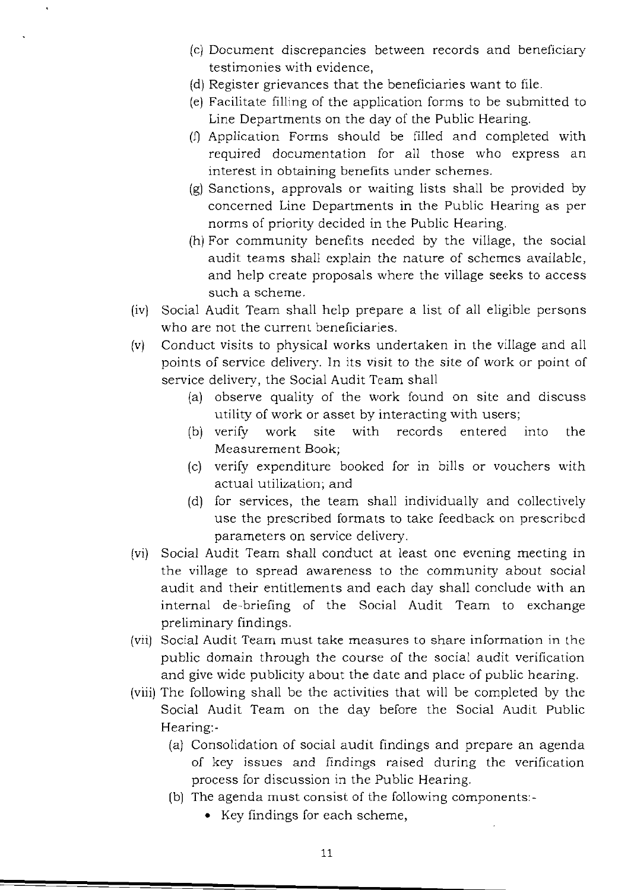(c) Document discrepancies between records and beneficiary testimonies with evidence,

(d) Register grievances that the beneficiaries want to file.

(e) Facilitate filling of the application forms to be submitted to Line Departments on the day of the Public Hearing.

(f) Application Forms should be filled and completed with required documentation for all those who express an interest in obtaining benefits under schemes.

(g) Sanctions, approvals or waiting lists shall be provided by concerned Line Departments in the Public Hearing as per norms of priority decided in the Public Hearing.

(h) For community benefits needed by the village, the social audit teams shall explain the nature of schemes available, and help create proposals where the village seeks to access such a scheme.

(iv) Social Audit Team shall help prepare a list of all eligible persons who are not the current beneficiaries.

(v) Conduct visits to physical works undertaken in the village and all points of service delivery. In its visit to the site of work or point of service delivery, the Social Audit Team shall

  (a) observe quality of the work found on site and discuss utility of work or asset by interacting with users;

  (b) verify work site with records entered into the Measurement Book;

  (c) verify expenditure booked for in bills or vouchers with actual utilization; and

  (d) for services, the team shall individually and collectively use the prescribed formats to take feedback on prescribed parameters on service delivery.

(vi) Social Audit Team shall conduct at least one evening meeting in the village to spread awareness to the community about social audit and their entitlements and each day shall conclude with an internal de-briefing of the Social Audit Team to exchange preliminary findings.

(vii) Social Audit Team must take measures to share information in the public domain through the course of the social audit verification and give wide publicity about the date and place of public hearing.

(viii) The following shall be the activities that will be completed by the Social Audit Team on the day before the Social Audit Public Hearing:-

  (a) Consolidation of social audit findings and prepare an agenda of key issues and findings raised during the verification process for discussion in the Public Hearing.

  (b) The agenda must consist of the following components:-

  - Key findings for each scheme,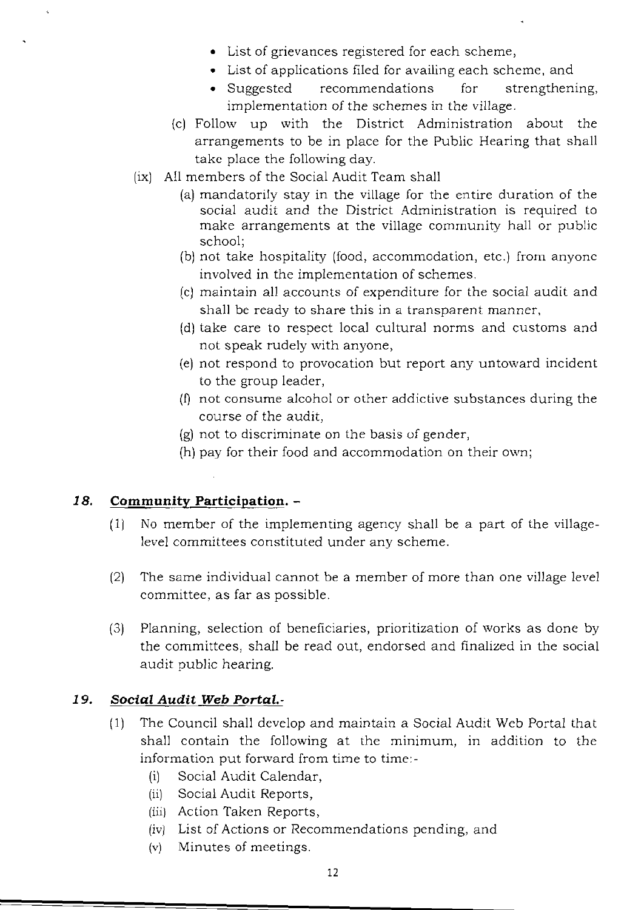- List of grievances registered for each scheme,
- List of applications filed for availing each scheme, and
- Suggested recommendations for strengthening, implementation of the schemes in the village.

(c) Follow up with the District Administration about the arrangements to be in place for the Public Hearing that shall take place the following day.

(ix) All members of the Social Audit Team shall

(a) mandatorily stay in the village for the entire duration of the social audit and the District Administration is required to make arrangements at the village community hall or public school;

(b) not take hospitality (food, accommodation, etc.) from anyone involved in the implementation of schemes.

(c) maintain all accounts of expenditure for the social audit and shall be ready to share this in a transparent manner,

(d) take care to respect local cultural norms and customs and not speak rudely with anyone,

(e) not respond to provocation but report any untoward incident to the group leader,

(f) not consume alcohol or other addictive substances during the course of the audit,

(g) not to discriminate on the basis of gender,

(h) pay for their food and accommodation on their own;

## *18.* Community Participation. –

(1) No member of the implementing agency shall be a part of the village-level committees constituted under any scheme.

(2) The same individual cannot be a member of more than one village level committee, as far as possible.

(3) Planning, selection of beneficiaries, prioritization of works as done by the committees, shall be read out, endorsed and finalized in the social audit public hearing.

## *19.* *Social Audit Web Portal.-*

(1) The Council shall develop and maintain a Social Audit Web Portal that shall contain the following at the minimum, in addition to the information put forward from time to time:-

(i) Social Audit Calendar,

(ii) Social Audit Reports,

(iii) Action Taken Reports,

(iv) List of Actions or Recommendations pending, and

(v) Minutes of meetings.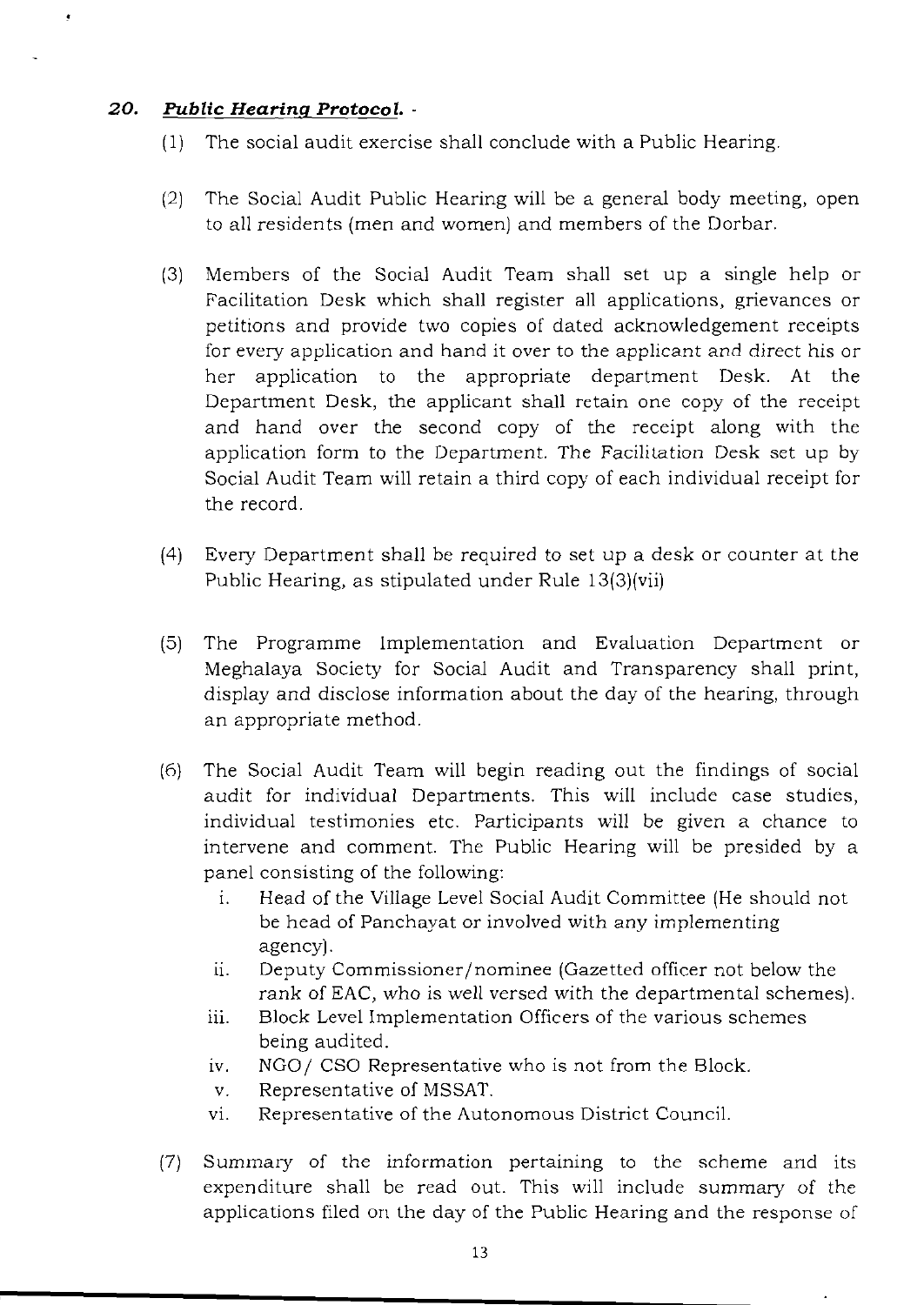## 20. ***Public Hearing Protocol.*** -

(1) The social audit exercise shall conclude with a Public Hearing.

(2) The Social Audit Public Hearing will be a general body meeting, open to all residents (men and women) and members of the Dorbar.

(3) Members of the Social Audit Team shall set up a single help or Facilitation Desk which shall register all applications, grievances or petitions and provide two copies of dated acknowledgement receipts for every application and hand it over to the applicant and direct his or her application to the appropriate department Desk. At the Department Desk, the applicant shall retain one copy of the receipt and hand over the second copy of the receipt along with the application form to the Department. The Facilitation Desk set up by Social Audit Team will retain a third copy of each individual receipt for the record.

(4) Every Department shall be required to set up a desk or counter at the Public Hearing, as stipulated under Rule 13(3)(vii)

(5) The Programme Implementation and Evaluation Department or Meghalaya Society for Social Audit and Transparency shall print, display and disclose information about the day of the hearing, through an appropriate method.

(6) The Social Audit Team will begin reading out the findings of social audit for individual Departments. This will include case studies, individual testimonies etc. Participants will be given a chance to intervene and comment. The Public Hearing will be presided by a panel consisting of the following:

   i. Head of the Village Level Social Audit Committee (He should not be head of Panchayat or involved with any implementing agency).
   ii. Deputy Commissioner/nominee (Gazetted officer not below the rank of EAC, who is well versed with the departmental schemes).
   iii. Block Level Implementation Officers of the various schemes being audited.
   iv. NGO/ CSO Representative who is not from the Block.
   v. Representative of MSSAT.
   vi. Representative of the Autonomous District Council.

(7) Summary of the information pertaining to the scheme and its expenditure shall be read out. This will include summary of the applications filed on the day of the Public Hearing and the response of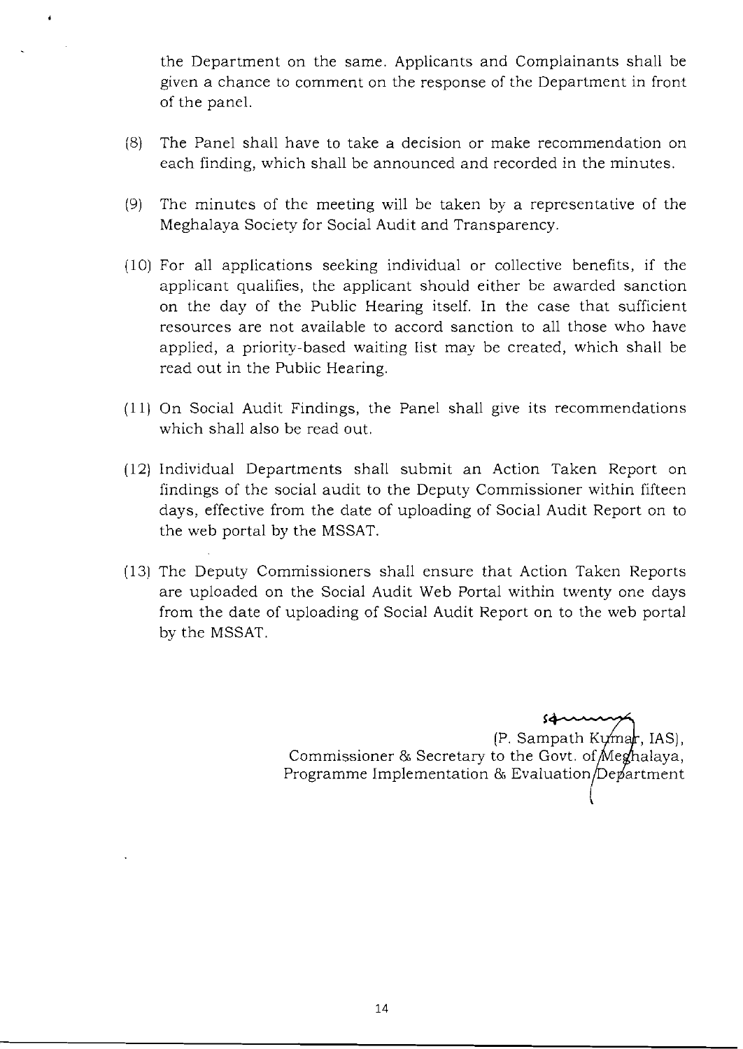the Department on the same. Applicants and Complainants shall be given a chance to comment on the response of the Department in front of the panel.

(8) The Panel shall have to take a decision or make recommendation on each finding, which shall be announced and recorded in the minutes.

(9) The minutes of the meeting will be taken by a representative of the Meghalaya Society for Social Audit and Transparency.

(10) For all applications seeking individual or collective benefits, if the applicant qualifies, the applicant should either be awarded sanction on the day of the Public Hearing itself. In the case that sufficient resources are not available to accord sanction to all those who have applied, a priority-based waiting list may be created, which shall be read out in the Public Hearing.

(11) On Social Audit Findings, the Panel shall give its recommendations which shall also be read out.

(12) Individual Departments shall submit an Action Taken Report on findings of the social audit to the Deputy Commissioner within fifteen days, effective from the date of uploading of Social Audit Report on to the web portal by the MSSAT.

(13) The Deputy Commissioners shall ensure that Action Taken Reports are uploaded on the Social Audit Web Portal within twenty one days from the date of uploading of Social Audit Report on to the web portal by the MSSAT.

(P. Sampath Kumar, IAS),
Commissioner & Secretary to the Govt. of Meghalaya,
Programme Implementation & Evaluation Department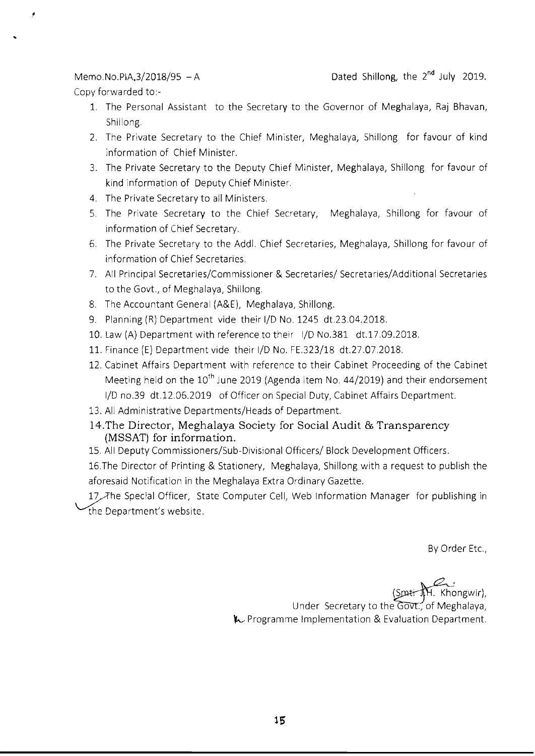Memo.No.PIA.3/2018/95 – A Dated Shillong, the 2nd July 2019.

Copy forwarded to:-

1. The Personal Assistant to the Secretary to the Governor of Meghalaya, Raj Bhavan, Shillong.
2. The Private Secretary to the Chief Minister, Meghalaya, Shillong for favour of kind information of Chief Minister.
3. The Private Secretary to the Deputy Chief Minister, Meghalaya, Shillong for favour of kind information of Deputy Chief Minister.
4. The Private Secretary to all Ministers.
5. The Private Secretary to the Chief Secretary, Meghalaya, Shillong for favour of information of Chief Secretary.
6. The Private Secretary to the Addl. Chief Secretaries, Meghalaya, Shillong for favour of information of Chief Secretaries.
7. All Principal Secretaries/Commissioner & Secretaries/ Secretaries/Additional Secretaries to the Govt., of Meghalaya, Shillong.
8. The Accountant General (A&E), Meghalaya, Shillong.
9. Planning (R) Department vide their I/D No. 1245 dt.23.04.2018.
10. Law (A) Department with reference to their I/D No.381 dt.17.09.2018.
11. Finance (E) Department vide their I/D No. FE.323/18 dt.27.07.2018.
12. Cabinet Affairs Department with reference to their Cabinet Proceeding of the Cabinet Meeting held on the 10th June 2019 (Agenda item No. 44/2019) and their endorsement I/D no.39 dt.12.06.2019 of Officer on Special Duty, Cabinet Affairs Department.
13. All Administrative Departments/Heads of Department.
14. The Director, Meghalaya Society for Social Audit & Transparency (MSSAT) for information.
15. All Deputy Commissioners/Sub-Divisional Officers/ Block Development Officers.
16. The Director of Printing & Stationery, Meghalaya, Shillong with a request to publish the aforesaid Notification in the Meghalaya Extra Ordinary Gazette.
17. The Special Officer, State Computer Cell, Web Information Manager for publishing in the Department's website.

By Order Etc.,

(Smti J.H. Khongwir),
Under Secretary to the Govt., of Meghalaya,
Programme Implementation & Evaluation Department.